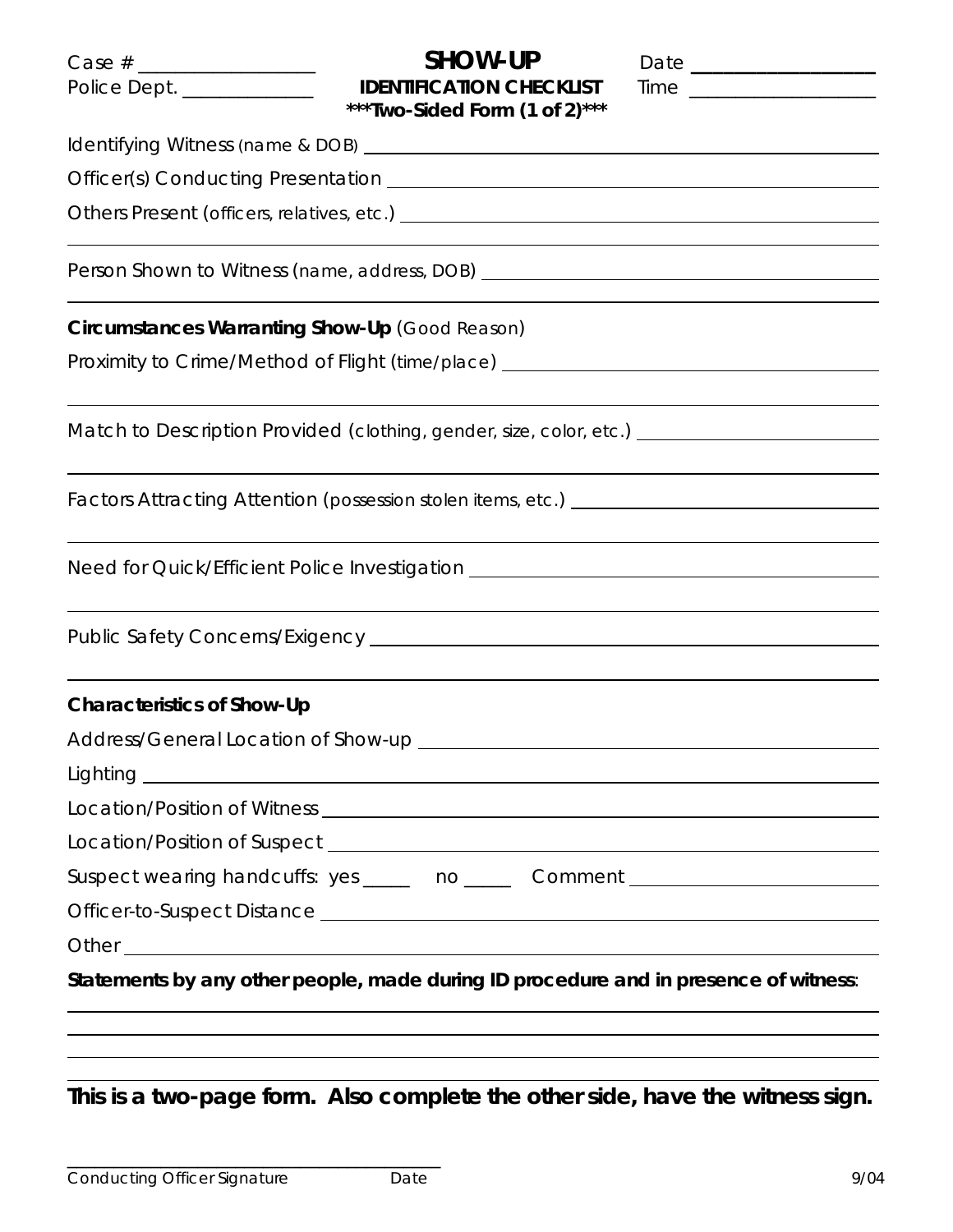Case # ________________ **SHOW-UP** Date ________________

Police Dept. ____________ **IDENTIFICATION CHECKLIST** Time ________________

**\*\*\*Two-Sided Form (1 of 2)\*\*\***

Identifying Witness (name & DOB) ________________________________________

Officer(s) Conducting Presentation ________________________________________

Others Present (officers, relatives, etc.) ________________________________________

________________________________________________________________________

Person Shown to Witness (name, address, DOB) ________________________________________

________________________________________________________________________

**Circumstances Warranting Show-Up** (Good Reason)

Proximity to Crime/Method of Flight (time/place) ________________________________________

________________________________________________________________________

Match to Description Provided (clothing, gender, size, color, etc.) ________________________

________________________________________________________________________

Factors Attracting Attention (possession stolen items, etc.) ________________________________

________________________________________________________________________

Need for Quick/Efficient Police Investigation ________________________________________

________________________________________________________________________

Public Safety Concerns/Exigency ________________________________________

________________________________________________________________________

**Characteristics of Show-Up**

Address/General Location of Show-up ________________________________________

Lighting ________________________________________________________________

Location/Position of Witness ________________________________________

Location/Position of Suspect ________________________________________

Suspect wearing handcuffs: yes _____ no _____ Comment ________________________

Officer-to-Suspect Distance ________________________________________

Other ________________________________________________________________

**Statements by any other people, made during ID procedure and in presence of witness**:

________________________________________________________________________

________________________________________________________________________

________________________________________________________________________

________________________________________________________________________

**This is a two-page form. Also complete the other side, have the witness sign.**

________________________________________

Conducting Officer Signature Date

9/04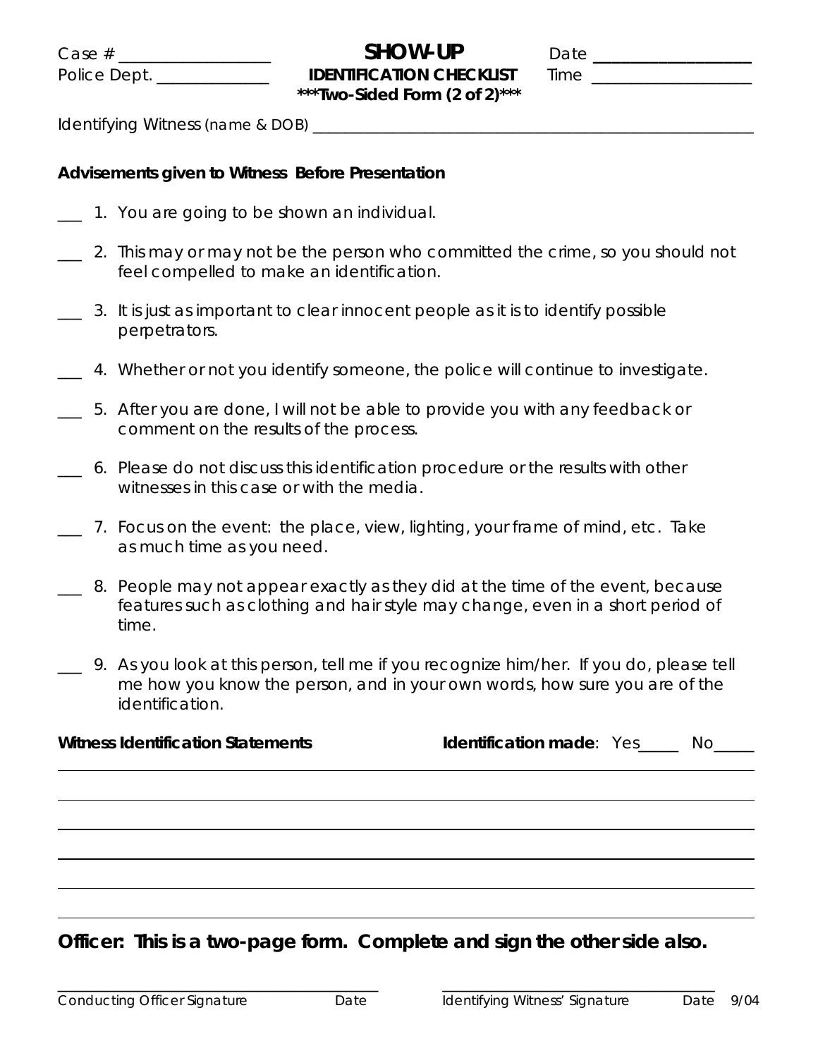Case # ___________________  
Police Dept. ______________

# SHOW-UP

**IDENTIFICATION CHECKLIST**  
**\*\*\*Two-Sided Form (2 of 2)\*\*\***

Date ___________________  
Time ___________________

Identifying Witness (name & DOB) ______________________________________________________

**Advisements given to Witness Before Presentation**

___ 1. You are going to be shown an individual.

___ 2. This may or may not be the person who committed the crime, so you should not feel compelled to make an identification.

___ 3. It is just as important to clear innocent people as it is to identify possible perpetrators.

___ 4. Whether or not you identify someone, the police will continue to investigate.

___ 5. After you are done, I will not be able to provide you with any feedback or comment on the results of the process.

___ 6. Please do not discuss this identification procedure or the results with other witnesses in this case or with the media.

___ 7. Focus on the event: the place, view, lighting, your frame of mind, etc. Take as much time as you need.

___ 8. People may not appear exactly as they did at the time of the event, because features such as clothing and hair style may change, even in a short period of time.

___ 9. As you look at this person, tell me if you recognize him/her. If you do, please tell me how you know the person, and in your own words, how sure you are of the identification.

**Witness Identification Statements** **Identification made**: Yes_____ No_____

______________________________________________________________________________

______________________________________________________________________________

______________________________________________________________________________

______________________________________________________________________________

______________________________________________________________________________

______________________________________________________________________________

**Officer: This is a two-page form. Complete and sign the other side also.**

______________________________________ ______________________________________  
Conducting Officer Signature Date Identifying Witness' Signature Date 9/04